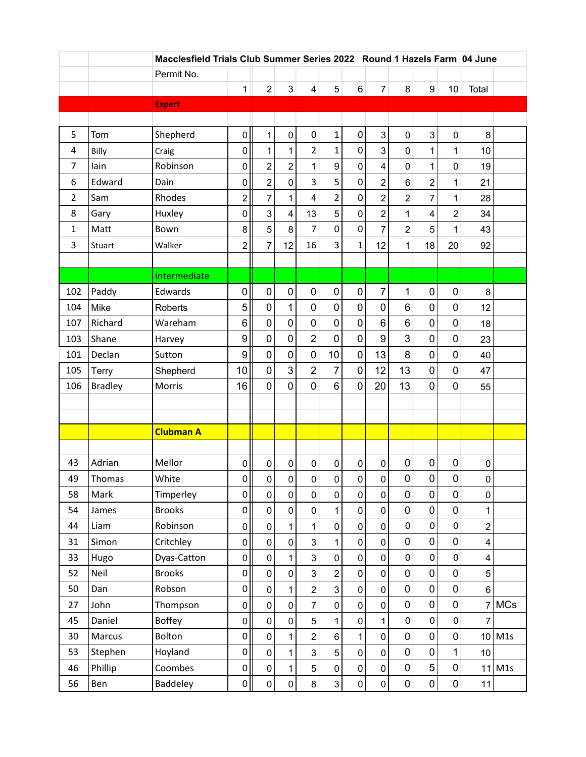| | | Macclesfield Trials Club Summer Series 2022 Round 1 Hazels Farm 04 June | | | | | | | | | | | |
|---|---|---|---|---|---|---|---|---|---|---|---|---|---|
| | | Permit No. | | | | | | | | | | | |
| | | | 1 | 2 | 3 | 4 | 5 | 6 | 7 | 8 | 9 | 10 | Total | |
| | | **Expert** | | | | | | | | | | | | |
| 5 | Tom | Shepherd | 0 | 1 | 0 | 0 | 1 | 0 | 3 | 0 | 3 | 0 | 8 | |
| 4 | Billy | Craig | 0 | 1 | 1 | 2 | 1 | 0 | 3 | 0 | 1 | 1 | 10 | |
| 7 | Iain | Robinson | 0 | 2 | 2 | 1 | 9 | 0 | 4 | 0 | 1 | 0 | 19 | |
| 6 | Edward | Dain | 0 | 2 | 0 | 3 | 5 | 0 | 2 | 6 | 2 | 1 | 21 | |
| 2 | Sam | Rhodes | 2 | 7 | 1 | 4 | 2 | 0 | 2 | 2 | 7 | 1 | 28 | |
| 8 | Gary | Huxley | 0 | 3 | 4 | 13 | 5 | 0 | 2 | 1 | 4 | 2 | 34 | |
| 1 | Matt | Bown | 8 | 5 | 8 | 7 | 0 | 0 | 7 | 2 | 5 | 1 | 43 | |
| 3 | Stuart | Walker | 2 | 7 | 12 | 16 | 3 | 1 | 12 | 1 | 18 | 20 | 92 | |
| | | | | | | | | | | | | | | |
| | | Intermediate | | | | | | | | | | | | |
| 102 | Paddy | Edwards | 0 | 0 | 0 | 0 | 0 | 0 | 7 | 1 | 0 | 0 | 8 | |
| 104 | Mike | Roberts | 5 | 0 | 1 | 0 | 0 | 0 | 0 | 6 | 0 | 0 | 12 | |
| 107 | Richard | Wareham | 6 | 0 | 0 | 0 | 0 | 0 | 6 | 6 | 0 | 0 | 18 | |
| 103 | Shane | Harvey | 9 | 0 | 0 | 2 | 0 | 0 | 9 | 3 | 0 | 0 | 23 | |
| 101 | Declan | Sutton | 9 | 0 | 0 | 0 | 10 | 0 | 13 | 8 | 0 | 0 | 40 | |
| 105 | Terry | Shepherd | 10 | 0 | 3 | 2 | 7 | 0 | 12 | 13 | 0 | 0 | 47 | |
| 106 | Bradley | Morris | 16 | 0 | 0 | 0 | 6 | 0 | 20 | 13 | 0 | 0 | 55 | |
| | | | | | | | | | | | | | | |
| | | **Clubman A** | | | | | | | | | | | | |
| 43 | Adrian | Mellor | 0 | 0 | 0 | 0 | 0 | 0 | 0 | 0 | 0 | 0 | 0 | |
| 49 | Thomas | White | 0 | 0 | 0 | 0 | 0 | 0 | 0 | 0 | 0 | 0 | 0 | |
| 58 | Mark | Timperley | 0 | 0 | 0 | 0 | 0 | 0 | 0 | 0 | 0 | 0 | 0 | |
| 54 | James | Brooks | 0 | 0 | 0 | 0 | 1 | 0 | 0 | 0 | 0 | 0 | 1 | |
| 44 | Liam | Robinson | 0 | 0 | 1 | 1 | 0 | 0 | 0 | 0 | 0 | 0 | 2 | |
| 31 | Simon | Critchley | 0 | 0 | 0 | 3 | 1 | 0 | 0 | 0 | 0 | 0 | 4 | |
| 33 | Hugo | Dyas-Catton | 0 | 0 | 1 | 3 | 0 | 0 | 0 | 0 | 0 | 0 | 4 | |
| 52 | Neil | Brooks | 0 | 0 | 0 | 3 | 2 | 0 | 0 | 0 | 0 | 0 | 5 | |
| 50 | Dan | Robson | 0 | 0 | 1 | 2 | 3 | 0 | 0 | 0 | 0 | 0 | 6 | |
| 27 | John | Thompson | 0 | 0 | 0 | 7 | 0 | 0 | 0 | 0 | 0 | 0 | 7 | MCs |
| 45 | Daniel | Boffey | 0 | 0 | 0 | 5 | 1 | 0 | 1 | 0 | 0 | 0 | 7 | |
| 30 | Marcus | Bolton | 0 | 0 | 1 | 2 | 6 | 1 | 0 | 0 | 0 | 0 | 10 | M1s |
| 53 | Stephen | Hoyland | 0 | 0 | 1 | 3 | 5 | 0 | 0 | 0 | 0 | 1 | 10 | |
| 46 | Phillip | Coombes | 0 | 0 | 1 | 5 | 0 | 0 | 0 | 0 | 5 | 0 | 11 | M1s |
| 56 | Ben | Baddeley | 0 | 0 | 0 | 8 | 3 | 0 | 0 | 0 | 0 | 0 | 11 | |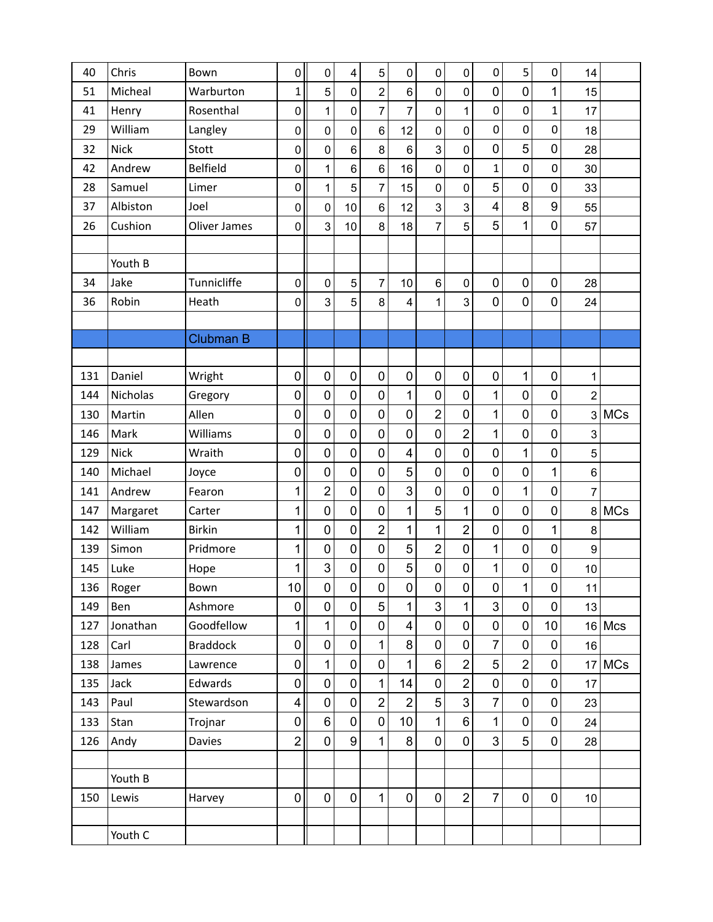| | | | | | | | | | | | | | | |
|---|---|---|---|---|---|---|---|---|---|---|---|---|---|---|
| 40 | Chris | Bown | 0 | 0 | 4 | 5 | 0 | 0 | 0 | 0 | 5 | 0 | 14 | |
| 51 | Micheal | Warburton | 1 | 5 | 0 | 2 | 6 | 0 | 0 | 0 | 0 | 1 | 15 | |
| 41 | Henry | Rosenthal | 0 | 1 | 0 | 7 | 7 | 0 | 1 | 0 | 0 | 1 | 17 | |
| 29 | William | Langley | 0 | 0 | 0 | 6 | 12 | 0 | 0 | 0 | 0 | 0 | 18 | |
| 32 | Nick | Stott | 0 | 0 | 6 | 8 | 6 | 3 | 0 | 0 | 5 | 0 | 28 | |
| 42 | Andrew | Belfield | 0 | 1 | 6 | 6 | 16 | 0 | 0 | 1 | 0 | 0 | 30 | |
| 28 | Samuel | Limer | 0 | 1 | 5 | 7 | 15 | 0 | 0 | 5 | 0 | 0 | 33 | |
| 37 | Albiston | Joel | 0 | 0 | 10 | 6 | 12 | 3 | 3 | 4 | 8 | 9 | 55 | |
| 26 | Cushion | Oliver James | 0 | 3 | 10 | 8 | 18 | 7 | 5 | 5 | 1 | 0 | 57 | |
| | | | | | | | | | | | | | | |
| | Youth B | | | | | | | | | | | | | |
| 34 | Jake | Tunnicliffe | 0 | 0 | 5 | 7 | 10 | 6 | 0 | 0 | 0 | 0 | 28 | |
| 36 | Robin | Heath | 0 | 3 | 5 | 8 | 4 | 1 | 3 | 0 | 0 | 0 | 24 | |
| | | | | | | | | | | | | | | |
| | | Clubman B | | | | | | | | | | | | |
| | | | | | | | | | | | | | | |
| 131 | Daniel | Wright | 0 | 0 | 0 | 0 | 0 | 0 | 0 | 0 | 1 | 0 | 1 | |
| 144 | Nicholas | Gregory | 0 | 0 | 0 | 0 | 1 | 0 | 0 | 1 | 0 | 0 | 2 | |
| 130 | Martin | Allen | 0 | 0 | 0 | 0 | 0 | 2 | 0 | 1 | 0 | 0 | 3 | MCs |
| 146 | Mark | Williams | 0 | 0 | 0 | 0 | 0 | 0 | 2 | 1 | 0 | 0 | 3 | |
| 129 | Nick | Wraith | 0 | 0 | 0 | 0 | 4 | 0 | 0 | 0 | 1 | 0 | 5 | |
| 140 | Michael | Joyce | 0 | 0 | 0 | 0 | 5 | 0 | 0 | 0 | 0 | 1 | 6 | |
| 141 | Andrew | Fearon | 1 | 2 | 0 | 0 | 3 | 0 | 0 | 0 | 1 | 0 | 7 | |
| 147 | Margaret | Carter | 1 | 0 | 0 | 0 | 1 | 5 | 1 | 0 | 0 | 0 | 8 | MCs |
| 142 | William | Birkin | 1 | 0 | 0 | 2 | 1 | 1 | 2 | 0 | 0 | 1 | 8 | |
| 139 | Simon | Pridmore | 1 | 0 | 0 | 0 | 5 | 2 | 0 | 1 | 0 | 0 | 9 | |
| 145 | Luke | Hope | 1 | 3 | 0 | 0 | 5 | 0 | 0 | 1 | 0 | 0 | 10 | |
| 136 | Roger | Bown | 10 | 0 | 0 | 0 | 0 | 0 | 0 | 0 | 1 | 0 | 11 | |
| 149 | Ben | Ashmore | 0 | 0 | 0 | 5 | 1 | 3 | 1 | 3 | 0 | 0 | 13 | |
| 127 | Jonathan | Goodfellow | 1 | 1 | 0 | 0 | 4 | 0 | 0 | 0 | 0 | 10 | 16 | Mcs |
| 128 | Carl | Braddock | 0 | 0 | 0 | 1 | 8 | 0 | 0 | 7 | 0 | 0 | 16 | |
| 138 | James | Lawrence | 0 | 1 | 0 | 0 | 1 | 6 | 2 | 5 | 2 | 0 | 17 | MCs |
| 135 | Jack | Edwards | 0 | 0 | 0 | 1 | 14 | 0 | 2 | 0 | 0 | 0 | 17 | |
| 143 | Paul | Stewardson | 4 | 0 | 0 | 2 | 2 | 5 | 3 | 7 | 0 | 0 | 23 | |
| 133 | Stan | Trojnar | 0 | 6 | 0 | 0 | 10 | 1 | 6 | 1 | 0 | 0 | 24 | |
| 126 | Andy | Davies | 2 | 0 | 9 | 1 | 8 | 0 | 0 | 3 | 5 | 0 | 28 | |
| | | | | | | | | | | | | | | |
| | Youth B | | | | | | | | | | | | | |
| 150 | Lewis | Harvey | 0 | 0 | 0 | 1 | 0 | 0 | 2 | 7 | 0 | 0 | 10 | |
| | | | | | | | | | | | | | | |
| | Youth C | | | | | | | | | | | | | |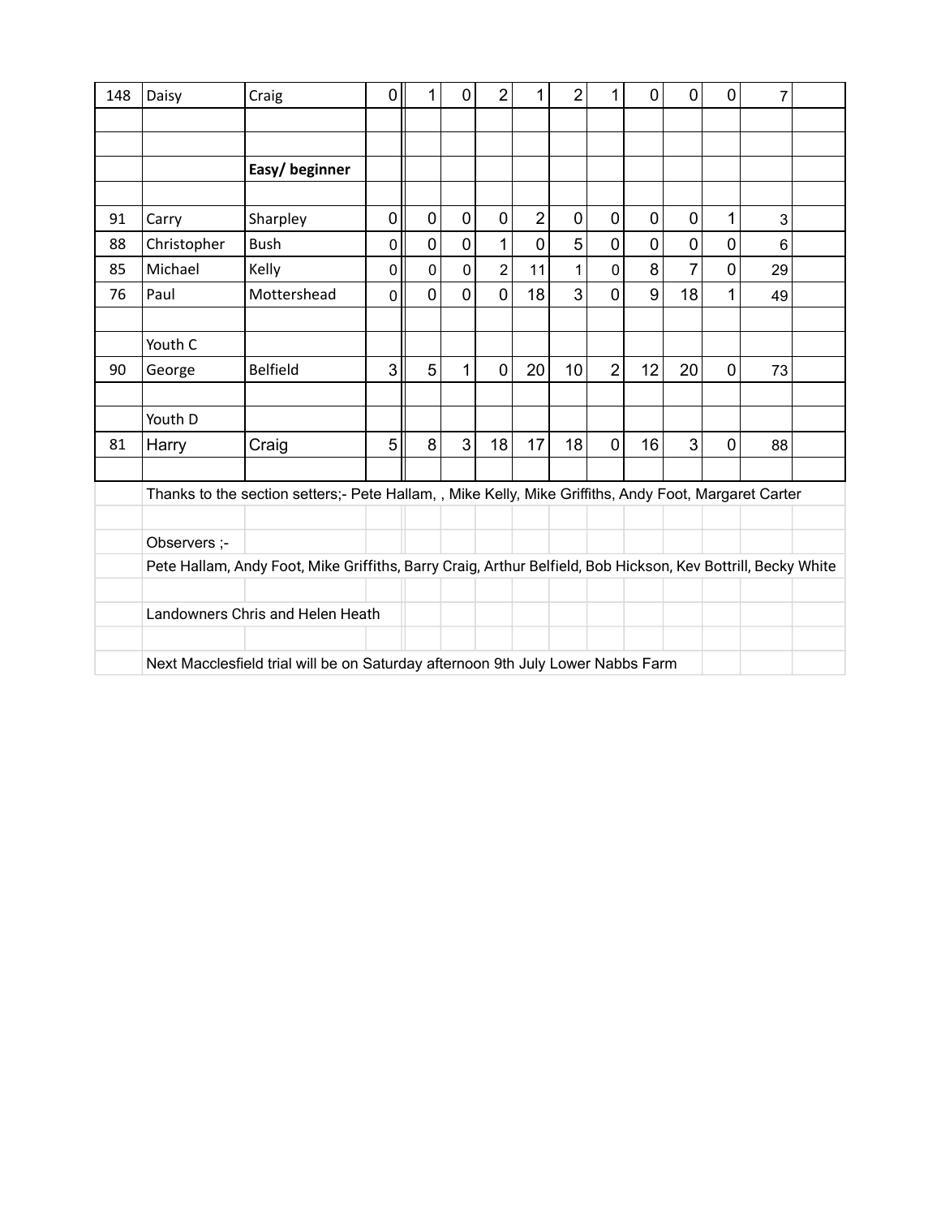| | | | | | | | | | | | | | | |
|---|---|---|---|---|---|---|---|---|---|---|---|---|---|---|
| 148 | Daisy | Craig | 0 | 1 | 0 | 2 | 1 | 2 | 1 | 0 | 0 | 0 | 7 | |
| | | | | | | | | | | | | | | |
| | | | | | | | | | | | | | | |
| | | **Easy/ beginner** | | | | | | | | | | | | |
| | | | | | | | | | | | | | | |
| 91 | Carry | Sharpley | 0 | 0 | 0 | 0 | 2 | 0 | 0 | 0 | 0 | 1 | 3 | |
| 88 | Christopher | Bush | 0 | 0 | 0 | 1 | 0 | 5 | 0 | 0 | 0 | 0 | 6 | |
| 85 | Michael | Kelly | 0 | 0 | 0 | 2 | 11 | 1 | 0 | 8 | 7 | 0 | 29 | |
| 76 | Paul | Mottershead | 0 | 0 | 0 | 0 | 18 | 3 | 0 | 9 | 18 | 1 | 49 | |
| | | | | | | | | | | | | | | |
| | Youth C | | | | | | | | | | | | | |
| 90 | George | Belfield | 3 | 5 | 1 | 0 | 20 | 10 | 2 | 12 | 20 | 0 | 73 | |
| | | | | | | | | | | | | | | |
| | Youth D | | | | | | | | | | | | | |
| 81 | Harry | Craig | 5 | 8 | 3 | 18 | 17 | 18 | 0 | 16 | 3 | 0 | 88 | |

Thanks to the section setters;- Pete Hallam, , Mike Kelly, Mike Griffiths, Andy Foot, Margaret Carter

Observers ;-

Pete Hallam, Andy Foot, Mike Griffiths, Barry Craig, Arthur Belfield, Bob Hickson, Kev Bottrill, Becky White

Landowners Chris and Helen Heath

Next Macclesfield trial will be on Saturday afternoon 9th July Lower Nabbs Farm